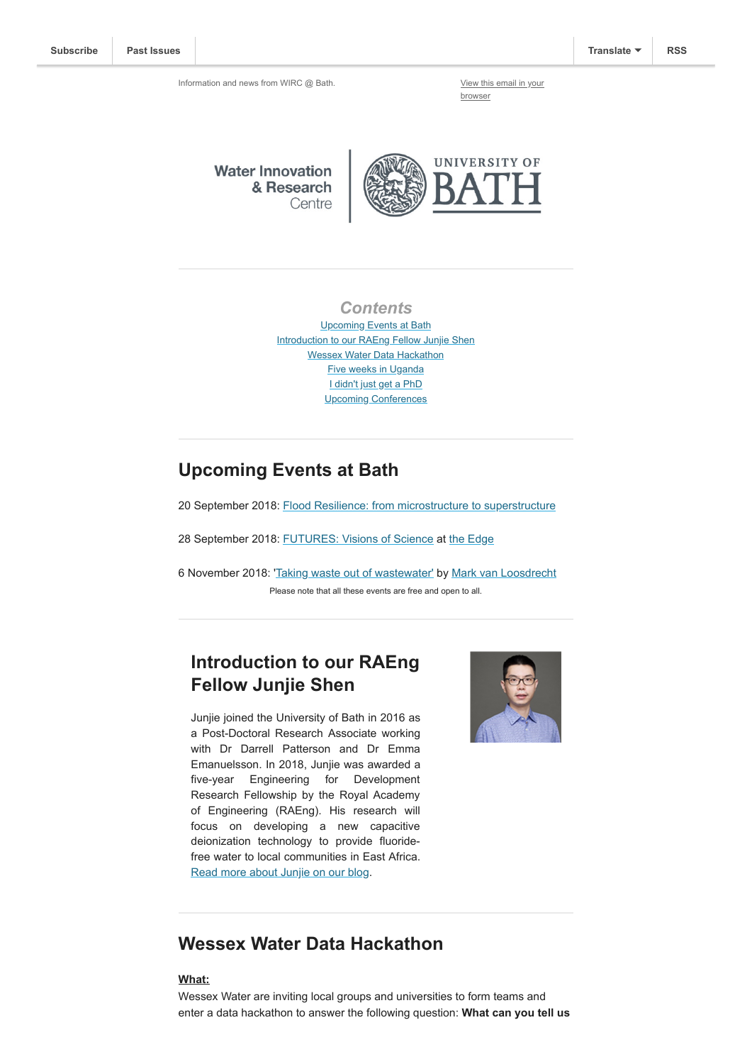Subscribe | Past Issues | Translate | RSS

Information and news from WIRC @ Bath.

View this email in your browser

Water Innovation & Research Centre | UNIVERSITY OF BATH

*Contents*

Upcoming Events at Bath
Introduction to our RAEng Fellow Junjie Shen
Wessex Water Data Hackathon
Five weeks in Uganda
I didn't just get a PhD
Upcoming Conferences

## Upcoming Events at Bath

20 September 2018: Flood Resilience: from microstructure to superstructure

28 September 2018: FUTURES: Visions of Science at the Edge

6 November 2018: 'Taking waste out of wastewater' by Mark van Loosdrecht

Please note that all these events are free and open to all.

## Introduction to our RAEng Fellow Junjie Shen

Junjie joined the University of Bath in 2016 as a Post-Doctoral Research Associate working with Dr Darrell Patterson and Dr Emma Emanuelsson. In 2018, Junjie was awarded a five-year Engineering for Development Research Fellowship by the Royal Academy of Engineering (RAEng). His research will focus on developing a new capacitive deionization technology to provide fluoride-free water to local communities in East Africa. Read more about Junjie on our blog.

## Wessex Water Data Hackathon

**What:**

Wessex Water are inviting local groups and universities to form teams and enter a data hackathon to answer the following question: **What can you tell us**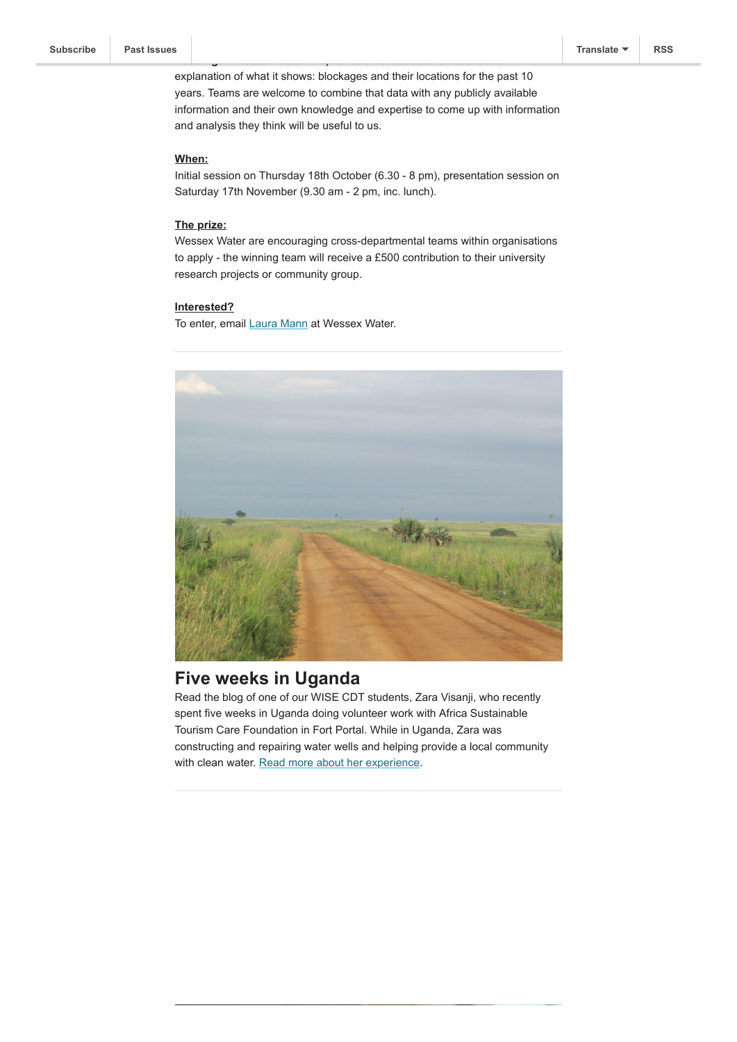explanation of what it shows: blockages and their locations for the past 10 years. Teams are welcome to combine that data with any publicly available information and their own knowledge and expertise to come up with information and analysis they think will be useful to us.

**When:**
Initial session on Thursday 18th October (6.30 - 8 pm), presentation session on Saturday 17th November (9.30 am - 2 pm, inc. lunch).

**The prize:**
Wessex Water are encouraging cross-departmental teams within organisations to apply - the winning team will receive a £500 contribution to their university research projects or community group.

**Interested?**
To enter, email Laura Mann at Wessex Water.

---

## Five weeks in Uganda

Read the blog of one of our WISE CDT students, Zara Visanji, who recently spent five weeks in Uganda doing volunteer work with Africa Sustainable Tourism Care Foundation in Fort Portal. While in Uganda, Zara was constructing and repairing water wells and helping provide a local community with clean water. Read more about her experience.

---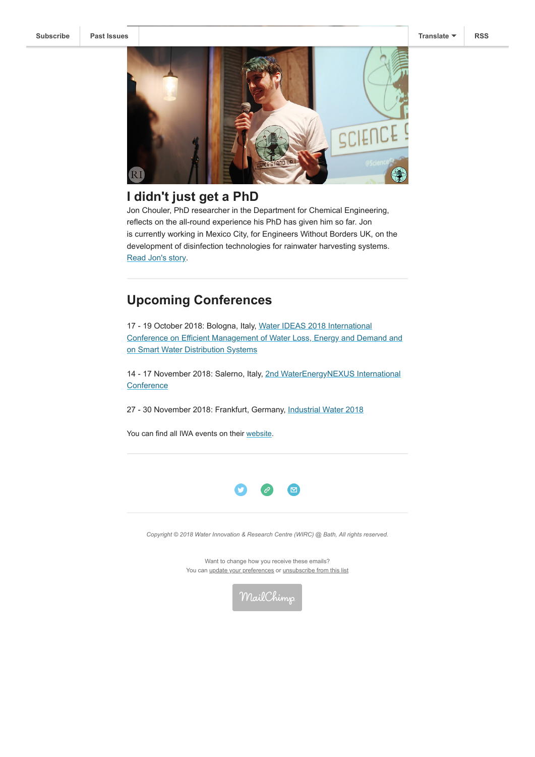Subscribe | Past Issues | Translate | RSS

## I didn't just get a PhD

Jon Chouler, PhD researcher in the Department for Chemical Engineering, reflects on the all-round experience his PhD has given him so far. Jon is currently working in Mexico City, for Engineers Without Borders UK, on the development of disinfection technologies for rainwater harvesting systems. Read Jon's story.

## Upcoming Conferences

17 - 19 October 2018: Bologna, Italy, Water IDEAS 2018 International Conference on Efficient Management of Water Loss, Energy and Demand and on Smart Water Distribution Systems

14 - 17 November 2018: Salerno, Italy, 2nd WaterEnergyNEXUS International Conference

27 - 30 November 2018: Frankfurt, Germany, Industrial Water 2018

You can find all IWA events on their website.

*Copyright © 2018 Water Innovation & Research Centre (WIRC) @ Bath, All rights reserved.*

Want to change how you receive these emails?
You can update your preferences or unsubscribe from this list

MailChimp